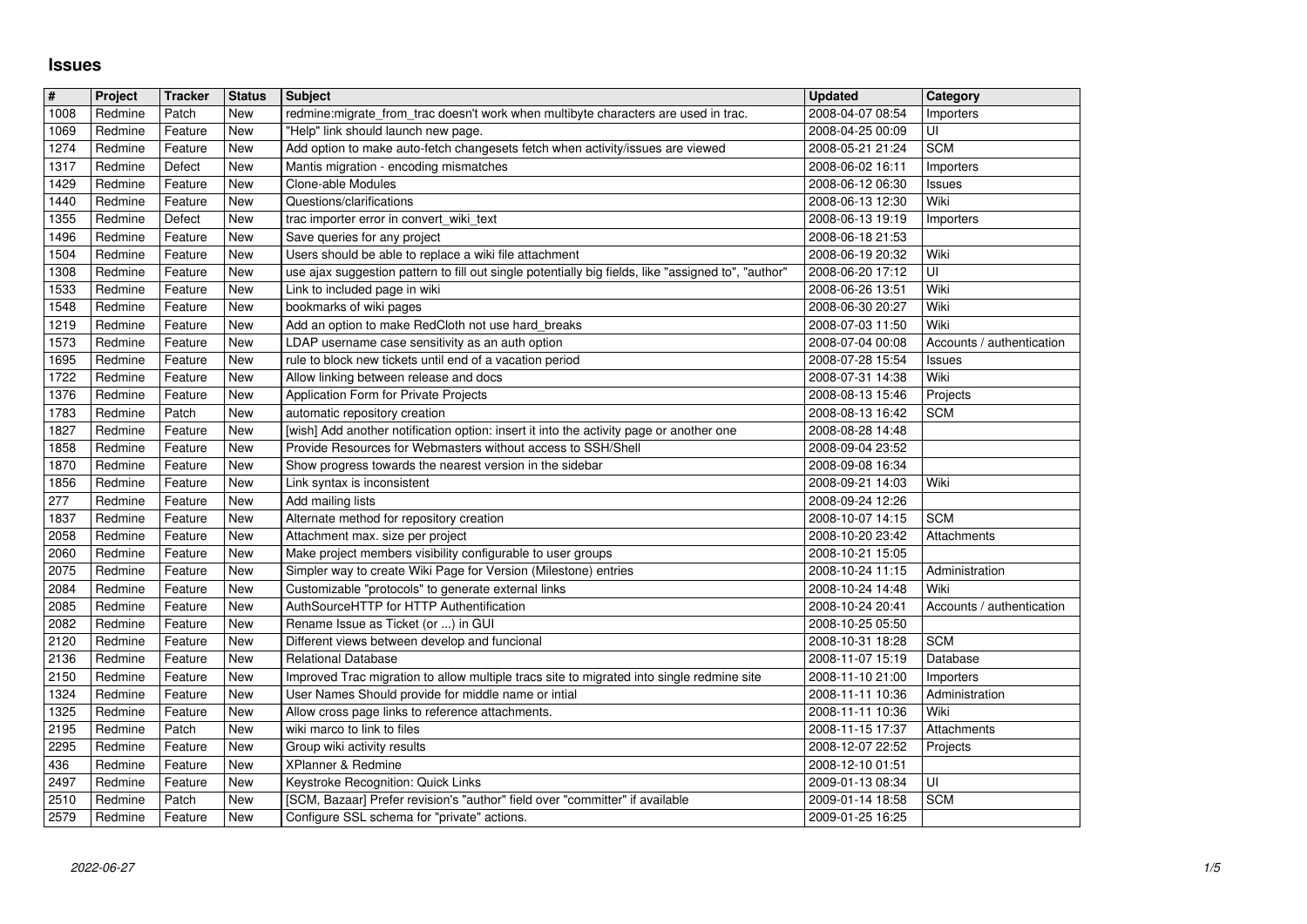# Issues

| # | Project | Tracker | Status | Subject | Updated | Category |
|---|---|---|---|---|---|---|
| 1008 | Redmine | Patch | New | redmine:migrate_from_trac doesn't work when multibyte characters are used in trac. | 2008-04-07 08:54 | Importers |
| 1069 | Redmine | Feature | New | "Help" link should launch new page. | 2008-04-25 00:09 | UI |
| 1274 | Redmine | Feature | New | Add option to make auto-fetch changesets fetch when activity/issues are viewed | 2008-05-21 21:24 | SCM |
| 1317 | Redmine | Defect | New | Mantis migration - encoding mismatches | 2008-06-02 16:11 | Importers |
| 1429 | Redmine | Feature | New | Clone-able Modules | 2008-06-12 06:30 | Issues |
| 1440 | Redmine | Feature | New | Questions/clarifications | 2008-06-13 12:30 | Wiki |
| 1355 | Redmine | Defect | New | trac importer error in convert_wiki_text | 2008-06-13 19:19 | Importers |
| 1496 | Redmine | Feature | New | Save queries for any project | 2008-06-18 21:53 | |
| 1504 | Redmine | Feature | New | Users should be able to replace a wiki file attachment | 2008-06-19 20:32 | Wiki |
| 1308 | Redmine | Feature | New | use ajax suggestion pattern to fill out single potentially big fields, like "assigned to", "author" | 2008-06-20 17:12 | UI |
| 1533 | Redmine | Feature | New | Link to included page in wiki | 2008-06-26 13:51 | Wiki |
| 1548 | Redmine | Feature | New | bookmarks of wiki pages | 2008-06-30 20:27 | Wiki |
| 1219 | Redmine | Feature | New | Add an option to make RedCloth not use hard_breaks | 2008-07-03 11:50 | Wiki |
| 1573 | Redmine | Feature | New | LDAP username case sensitivity as an auth option | 2008-07-04 00:08 | Accounts / authentication |
| 1695 | Redmine | Feature | New | rule to block new tickets until end of a vacation period | 2008-07-28 15:54 | Issues |
| 1722 | Redmine | Feature | New | Allow linking between release and docs | 2008-07-31 14:38 | Wiki |
| 1376 | Redmine | Feature | New | Application Form for Private Projects | 2008-08-13 15:46 | Projects |
| 1783 | Redmine | Patch | New | automatic repository creation | 2008-08-13 16:42 | SCM |
| 1827 | Redmine | Feature | New | [wish] Add another notification option: insert it into the activity page or another one | 2008-08-28 14:48 | |
| 1858 | Redmine | Feature | New | Provide Resources for Webmasters without access to SSH/Shell | 2008-09-04 23:52 | |
| 1870 | Redmine | Feature | New | Show progress towards the nearest version in the sidebar | 2008-09-08 16:34 | |
| 1856 | Redmine | Feature | New | Link syntax is inconsistent | 2008-09-21 14:03 | Wiki |
| 277 | Redmine | Feature | New | Add mailing lists | 2008-09-24 12:26 | |
| 1837 | Redmine | Feature | New | Alternate method for repository creation | 2008-10-07 14:15 | SCM |
| 2058 | Redmine | Feature | New | Attachment max. size per project | 2008-10-20 23:42 | Attachments |
| 2060 | Redmine | Feature | New | Make project members visibility configurable to user groups | 2008-10-21 15:05 | |
| 2075 | Redmine | Feature | New | Simpler way to create Wiki Page for Version (Milestone) entries | 2008-10-24 11:15 | Administration |
| 2084 | Redmine | Feature | New | Customizable "protocols" to generate external links | 2008-10-24 14:48 | Wiki |
| 2085 | Redmine | Feature | New | AuthSourceHTTP for HTTP Authentification | 2008-10-24 20:41 | Accounts / authentication |
| 2082 | Redmine | Feature | New | Rename Issue as Ticket (or ...) in GUI | 2008-10-25 05:50 | |
| 2120 | Redmine | Feature | New | Different views between develop and funcional | 2008-10-31 18:28 | SCM |
| 2136 | Redmine | Feature | New | Relational Database | 2008-11-07 15:19 | Database |
| 2150 | Redmine | Feature | New | Improved Trac migration to allow multiple tracs site to migrated into single redmine site | 2008-11-10 21:00 | Importers |
| 1324 | Redmine | Feature | New | User Names Should provide for middle name or intial | 2008-11-11 10:36 | Administration |
| 1325 | Redmine | Feature | New | Allow cross page links to reference attachments. | 2008-11-11 10:36 | Wiki |
| 2195 | Redmine | Patch | New | wiki marco to link to files | 2008-11-15 17:37 | Attachments |
| 2295 | Redmine | Feature | New | Group wiki activity results | 2008-12-07 22:52 | Projects |
| 436 | Redmine | Feature | New | XPlanner & Redmine | 2008-12-10 01:51 | |
| 2497 | Redmine | Feature | New | Keystroke Recognition: Quick Links | 2009-01-13 08:34 | UI |
| 2510 | Redmine | Patch | New | [SCM, Bazaar] Prefer revision's "author" field over "committer" if available | 2009-01-14 18:58 | SCM |
| 2579 | Redmine | Feature | New | Configure SSL schema for "private" actions. | 2009-01-25 16:25 | |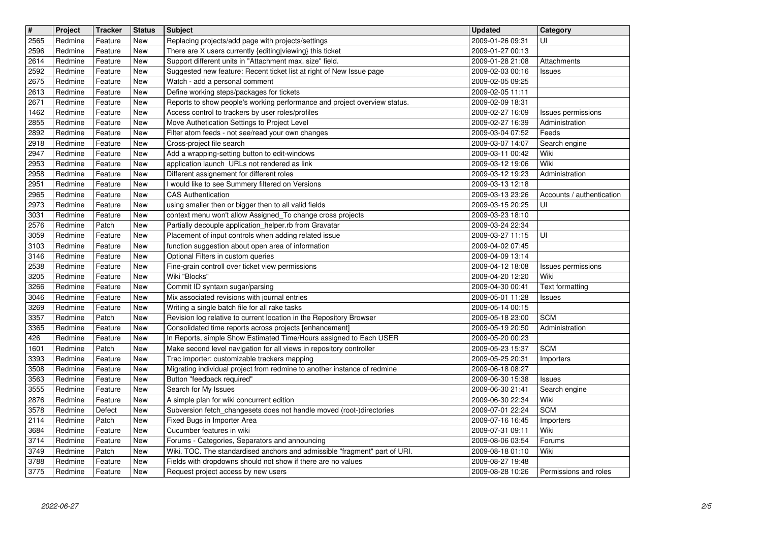| # | Project | Tracker | Status | Subject | Updated | Category |
|---|---|---|---|---|---|---|
| 2565 | Redmine | Feature | New | Replacing projects/add page with projects/settings | 2009-01-26 09:31 | UI |
| 2596 | Redmine | Feature | New | There are X users currently {editing\|viewing} this ticket | 2009-01-27 00:13 | |
| 2614 | Redmine | Feature | New | Support different units in "Attachment max. size" field. | 2009-01-28 21:08 | Attachments |
| 2592 | Redmine | Feature | New | Suggested new feature: Recent ticket list at right of New Issue page | 2009-02-03 00:16 | Issues |
| 2675 | Redmine | Feature | New | Watch - add a personal comment | 2009-02-05 09:25 | |
| 2613 | Redmine | Feature | New | Define working steps/packages for tickets | 2009-02-05 11:11 | |
| 2671 | Redmine | Feature | New | Reports to show people's working performance and project overview status. | 2009-02-09 18:31 | |
| 1462 | Redmine | Feature | New | Access control to trackers by user roles/profiles | 2009-02-27 16:09 | Issues permissions |
| 2855 | Redmine | Feature | New | Move Authetication Settings to Project Level | 2009-02-27 16:39 | Administration |
| 2892 | Redmine | Feature | New | Filter atom feeds - not see/read your own changes | 2009-03-04 07:52 | Feeds |
| 2918 | Redmine | Feature | New | Cross-project file search | 2009-03-07 14:07 | Search engine |
| 2947 | Redmine | Feature | New | Add a wrapping-setting button to edit-windows | 2009-03-11 00:42 | Wiki |
| 2953 | Redmine | Feature | New | application launch URLs not rendered as link | 2009-03-12 19:06 | Wiki |
| 2958 | Redmine | Feature | New | Different assignement for different roles | 2009-03-12 19:23 | Administration |
| 2951 | Redmine | Feature | New | I would like to see Summery filtered on Versions | 2009-03-13 12:18 | |
| 2965 | Redmine | Feature | New | CAS Authentication | 2009-03-13 23:26 | Accounts / authentication |
| 2973 | Redmine | Feature | New | using smaller then or bigger then to all valid fields | 2009-03-15 20:25 | UI |
| 3031 | Redmine | Feature | New | context menu won't allow Assigned_To change cross projects | 2009-03-23 18:10 | |
| 2576 | Redmine | Patch | New | Partially decouple application_helper.rb from Gravatar | 2009-03-24 22:34 | |
| 3059 | Redmine | Feature | New | Placement of input controls when adding related issue | 2009-03-27 11:15 | UI |
| 3103 | Redmine | Feature | New | function suggestion about open area of information | 2009-04-02 07:45 | |
| 3146 | Redmine | Feature | New | Optional Filters in custom queries | 2009-04-09 13:14 | |
| 2538 | Redmine | Feature | New | Fine-grain controll over ticket view permissions | 2009-04-12 18:08 | Issues permissions |
| 3205 | Redmine | Feature | New | Wiki "Blocks" | 2009-04-20 12:20 | Wiki |
| 3266 | Redmine | Feature | New | Commit ID syntaxn sugar/parsing | 2009-04-30 00:41 | Text formatting |
| 3046 | Redmine | Feature | New | Mix associated revisions with journal entries | 2009-05-01 11:28 | Issues |
| 3269 | Redmine | Feature | New | Writing a single batch file for all rake tasks | 2009-05-14 00:15 | |
| 3357 | Redmine | Patch | New | Revision log relative to current location in the Repository Browser | 2009-05-18 23:00 | SCM |
| 3365 | Redmine | Feature | New | Consolidated time reports across projects [enhancement] | 2009-05-19 20:50 | Administration |
| 426 | Redmine | Feature | New | In Reports, simple Show Estimated Time/Hours assigned to Each USER | 2009-05-20 00:23 | |
| 1601 | Redmine | Patch | New | Make second level navigation for all views in repository controller | 2009-05-23 15:37 | SCM |
| 3393 | Redmine | Feature | New | Trac importer: customizable trackers mapping | 2009-05-25 20:31 | Importers |
| 3508 | Redmine | Feature | New | Migrating individual project from redmine to another instance of redmine | 2009-06-18 08:27 | |
| 3563 | Redmine | Feature | New | Button "feedback required" | 2009-06-30 15:38 | Issues |
| 3555 | Redmine | Feature | New | Search for My Issues | 2009-06-30 21:41 | Search engine |
| 2876 | Redmine | Feature | New | A simple plan for wiki concurrent edition | 2009-06-30 22:34 | Wiki |
| 3578 | Redmine | Defect | New | Subversion fetch_changesets does not handle moved (root-)directories | 2009-07-01 22:24 | SCM |
| 2114 | Redmine | Patch | New | Fixed Bugs in Importer Area | 2009-07-16 16:45 | Importers |
| 3684 | Redmine | Feature | New | Cucumber features in wiki | 2009-07-31 09:11 | Wiki |
| 3714 | Redmine | Feature | New | Forums - Categories, Separators and announcing | 2009-08-06 03:54 | Forums |
| 3749 | Redmine | Patch | New | Wiki. TOC. The standardised anchors and admissible "fragment" part of URI. | 2009-08-18 01:10 | Wiki |
| 3788 | Redmine | Feature | New | Fields with dropdowns should not show if there are no values | 2009-08-27 19:48 | |
| 3775 | Redmine | Feature | New | Request project access by new users | 2009-08-28 10:26 | Permissions and roles |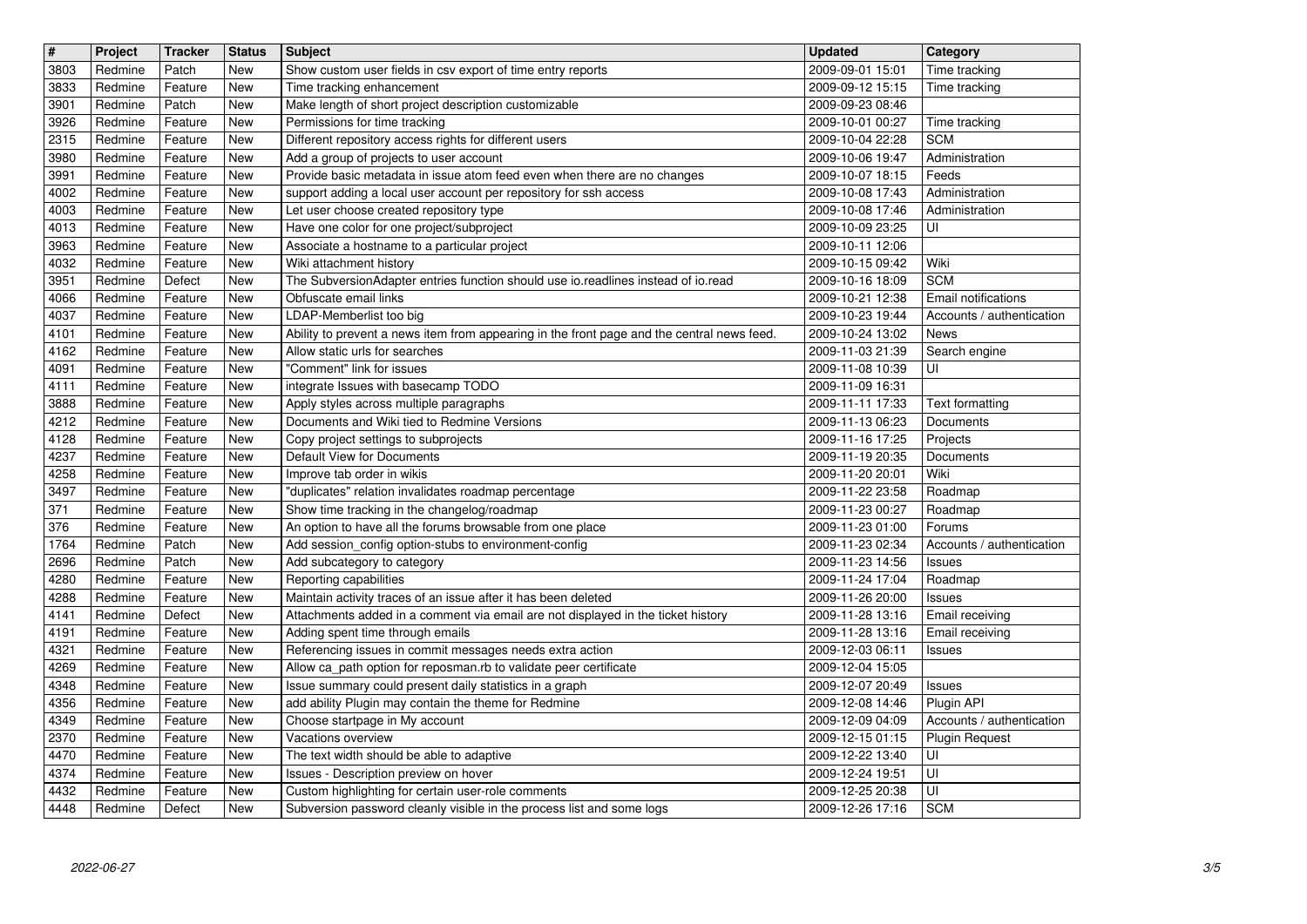| # | Project | Tracker | Status | Subject | Updated | Category |
| --- | --- | --- | --- | --- | --- | --- |
| 3803 | Redmine | Patch | New | Show custom user fields in csv export of time entry reports | 2009-09-01 15:01 | Time tracking |
| 3833 | Redmine | Feature | New | Time tracking enhancement | 2009-09-12 15:15 | Time tracking |
| 3901 | Redmine | Patch | New | Make length of short project description customizable | 2009-09-23 08:46 | |
| 3926 | Redmine | Feature | New | Permissions for time tracking | 2009-10-01 00:27 | Time tracking |
| 2315 | Redmine | Feature | New | Different repository access rights for different users | 2009-10-04 22:28 | SCM |
| 3980 | Redmine | Feature | New | Add a group of projects to user account | 2009-10-06 19:47 | Administration |
| 3991 | Redmine | Feature | New | Provide basic metadata in issue atom feed even when there are no changes | 2009-10-07 18:15 | Feeds |
| 4002 | Redmine | Feature | New | support adding a local user account per repository for ssh access | 2009-10-08 17:43 | Administration |
| 4003 | Redmine | Feature | New | Let user choose created repository type | 2009-10-08 17:46 | Administration |
| 4013 | Redmine | Feature | New | Have one color for one project/subproject | 2009-10-09 23:25 | UI |
| 3963 | Redmine | Feature | New | Associate a hostname to a particular project | 2009-10-11 12:06 | |
| 4032 | Redmine | Feature | New | Wiki attachment history | 2009-10-15 09:42 | Wiki |
| 3951 | Redmine | Defect | New | The SubversionAdapter entries function should use io.readlines instead of io.read | 2009-10-16 18:09 | SCM |
| 4066 | Redmine | Feature | New | Obfuscate email links | 2009-10-21 12:38 | Email notifications |
| 4037 | Redmine | Feature | New | LDAP-Memberlist too big | 2009-10-23 19:44 | Accounts / authentication |
| 4101 | Redmine | Feature | New | Ability to prevent a news item from appearing in the front page and the central news feed. | 2009-10-24 13:02 | News |
| 4162 | Redmine | Feature | New | Allow static urls for searches | 2009-11-03 21:39 | Search engine |
| 4091 | Redmine | Feature | New | "Comment" link for issues | 2009-11-08 10:39 | UI |
| 4111 | Redmine | Feature | New | integrate Issues with basecamp TODO | 2009-11-09 16:31 | |
| 3888 | Redmine | Feature | New | Apply styles across multiple paragraphs | 2009-11-11 17:33 | Text formatting |
| 4212 | Redmine | Feature | New | Documents and Wiki tied to Redmine Versions | 2009-11-13 06:23 | Documents |
| 4128 | Redmine | Feature | New | Copy project settings to subprojects | 2009-11-16 17:25 | Projects |
| 4237 | Redmine | Feature | New | Default View for Documents | 2009-11-19 20:35 | Documents |
| 4258 | Redmine | Feature | New | Improve tab order in wikis | 2009-11-20 20:01 | Wiki |
| 3497 | Redmine | Feature | New | "duplicates" relation invalidates roadmap percentage | 2009-11-22 23:58 | Roadmap |
| 371 | Redmine | Feature | New | Show time tracking in the changelog/roadmap | 2009-11-23 00:27 | Roadmap |
| 376 | Redmine | Feature | New | An option to have all the forums browsable from one place | 2009-11-23 01:00 | Forums |
| 1764 | Redmine | Patch | New | Add session_config option-stubs to environment-config | 2009-11-23 02:34 | Accounts / authentication |
| 2696 | Redmine | Patch | New | Add subcategory to category | 2009-11-23 14:56 | Issues |
| 4280 | Redmine | Feature | New | Reporting capabilities | 2009-11-24 17:04 | Roadmap |
| 4288 | Redmine | Feature | New | Maintain activity traces of an issue after it has been deleted | 2009-11-26 20:00 | Issues |
| 4141 | Redmine | Defect | New | Attachments added in a comment via email are not displayed in the ticket history | 2009-11-28 13:16 | Email receiving |
| 4191 | Redmine | Feature | New | Adding spent time through emails | 2009-11-28 13:16 | Email receiving |
| 4321 | Redmine | Feature | New | Referencing issues in commit messages needs extra action | 2009-12-03 06:11 | Issues |
| 4269 | Redmine | Feature | New | Allow ca_path option for reposman.rb to validate peer certificate | 2009-12-04 15:05 | |
| 4348 | Redmine | Feature | New | Issue summary could present daily statistics in a graph | 2009-12-07 20:49 | Issues |
| 4356 | Redmine | Feature | New | add ability Plugin may contain the theme for Redmine | 2009-12-08 14:46 | Plugin API |
| 4349 | Redmine | Feature | New | Choose startpage in My account | 2009-12-09 04:09 | Accounts / authentication |
| 2370 | Redmine | Feature | New | Vacations overview | 2009-12-15 01:15 | Plugin Request |
| 4470 | Redmine | Feature | New | The text width should be able to adaptive | 2009-12-22 13:40 | UI |
| 4374 | Redmine | Feature | New | Issues - Description preview on hover | 2009-12-24 19:51 | UI |
| 4432 | Redmine | Feature | New | Custom highlighting for certain user-role comments | 2009-12-25 20:38 | UI |
| 4448 | Redmine | Defect | New | Subversion password cleanly visible in the process list and some logs | 2009-12-26 17:16 | SCM |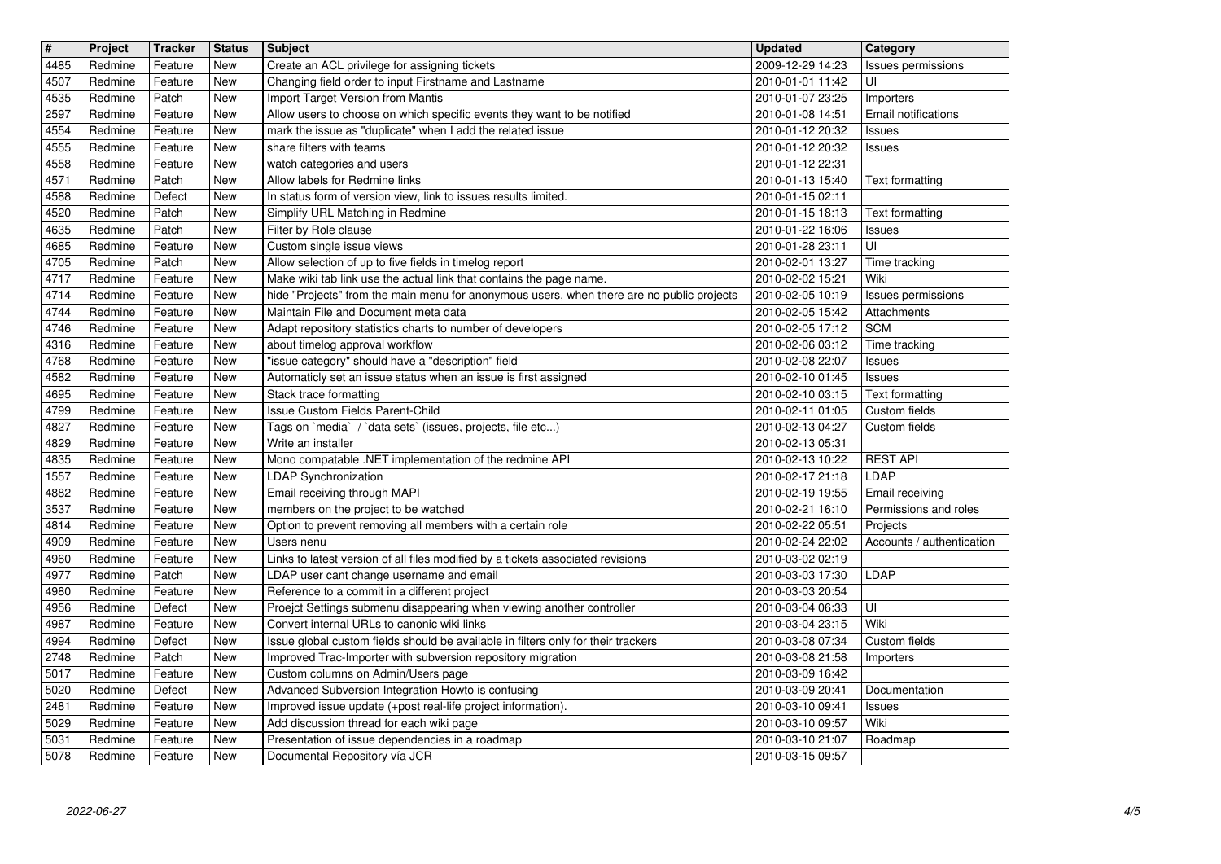| # | Project | Tracker | Status | Subject | Updated | Category |
|---|---|---|---|---|---|---|
| 4485 | Redmine | Feature | New | Create an ACL privilege for assigning tickets | 2009-12-29 14:23 | Issues permissions |
| 4507 | Redmine | Feature | New | Changing field order to input Firstname and Lastname | 2010-01-01 11:42 | UI |
| 4535 | Redmine | Patch | New | Import Target Version from Mantis | 2010-01-07 23:25 | Importers |
| 2597 | Redmine | Feature | New | Allow users to choose on which specific events they want to be notified | 2010-01-08 14:51 | Email notifications |
| 4554 | Redmine | Feature | New | mark the issue as "duplicate" when I add the related issue | 2010-01-12 20:32 | Issues |
| 4555 | Redmine | Feature | New | share filters with teams | 2010-01-12 20:32 | Issues |
| 4558 | Redmine | Feature | New | watch categories and users | 2010-01-12 22:31 | |
| 4571 | Redmine | Patch | New | Allow labels for Redmine links | 2010-01-13 15:40 | Text formatting |
| 4588 | Redmine | Defect | New | In status form of version view, link to issues results limited. | 2010-01-15 02:11 | |
| 4520 | Redmine | Patch | New | Simplify URL Matching in Redmine | 2010-01-15 18:13 | Text formatting |
| 4635 | Redmine | Patch | New | Filter by Role clause | 2010-01-22 16:06 | Issues |
| 4685 | Redmine | Feature | New | Custom single issue views | 2010-01-28 23:11 | UI |
| 4705 | Redmine | Patch | New | Allow selection of up to five fields in timelog report | 2010-02-01 13:27 | Time tracking |
| 4717 | Redmine | Feature | New | Make wiki tab link use the actual link that contains the page name. | 2010-02-02 15:21 | Wiki |
| 4714 | Redmine | Feature | New | hide "Projects" from the main menu for anonymous users, when there are no public projects | 2010-02-05 10:19 | Issues permissions |
| 4744 | Redmine | Feature | New | Maintain File and Document meta data | 2010-02-05 15:42 | Attachments |
| 4746 | Redmine | Feature | New | Adapt repository statistics charts to number of developers | 2010-02-05 17:12 | SCM |
| 4316 | Redmine | Feature | New | about timelog approval workflow | 2010-02-06 03:12 | Time tracking |
| 4768 | Redmine | Feature | New | "issue category" should have a "description" field | 2010-02-08 22:07 | Issues |
| 4582 | Redmine | Feature | New | Automaticly set an issue status when an issue is first assigned | 2010-02-10 01:45 | Issues |
| 4695 | Redmine | Feature | New | Stack trace formatting | 2010-02-10 03:15 | Text formatting |
| 4799 | Redmine | Feature | New | Issue Custom Fields Parent-Child | 2010-02-11 01:05 | Custom fields |
| 4827 | Redmine | Feature | New | Tags on `media` / `data sets` (issues, projects, file etc...) | 2010-02-13 04:27 | Custom fields |
| 4829 | Redmine | Feature | New | Write an installer | 2010-02-13 05:31 | |
| 4835 | Redmine | Feature | New | Mono compatable .NET implementation of the redmine API | 2010-02-13 10:22 | REST API |
| 1557 | Redmine | Feature | New | LDAP Synchronization | 2010-02-17 21:18 | LDAP |
| 4882 | Redmine | Feature | New | Email receiving through MAPI | 2010-02-19 19:55 | Email receiving |
| 3537 | Redmine | Feature | New | members on the project to be watched | 2010-02-21 16:10 | Permissions and roles |
| 4814 | Redmine | Feature | New | Option to prevent removing all members with a certain role | 2010-02-22 05:51 | Projects |
| 4909 | Redmine | Feature | New | Users nenu | 2010-02-24 22:02 | Accounts / authentication |
| 4960 | Redmine | Feature | New | Links to latest version of all files modified by a tickets associated revisions | 2010-03-02 02:19 | |
| 4977 | Redmine | Patch | New | LDAP user cant change username and email | 2010-03-03 17:30 | LDAP |
| 4980 | Redmine | Feature | New | Reference to a commit in a different project | 2010-03-03 20:54 | |
| 4956 | Redmine | Defect | New | Proejct Settings submenu disappearing when viewing another controller | 2010-03-04 06:33 | UI |
| 4987 | Redmine | Feature | New | Convert internal URLs to canonic wiki links | 2010-03-04 23:15 | Wiki |
| 4994 | Redmine | Defect | New | Issue global custom fields should be available in filters only for their trackers | 2010-03-08 07:34 | Custom fields |
| 2748 | Redmine | Patch | New | Improved Trac-Importer with subversion repository migration | 2010-03-08 21:58 | Importers |
| 5017 | Redmine | Feature | New | Custom columns on Admin/Users page | 2010-03-09 16:42 | |
| 5020 | Redmine | Defect | New | Advanced Subversion Integration Howto is confusing | 2010-03-09 20:41 | Documentation |
| 2481 | Redmine | Feature | New | Improved issue update (+post real-life project information). | 2010-03-10 09:41 | Issues |
| 5029 | Redmine | Feature | New | Add discussion thread for each wiki page | 2010-03-10 09:57 | Wiki |
| 5031 | Redmine | Feature | New | Presentation of issue dependencies in a roadmap | 2010-03-10 21:07 | Roadmap |
| 5078 | Redmine | Feature | New | Documental Repository vía JCR | 2010-03-15 09:57 | |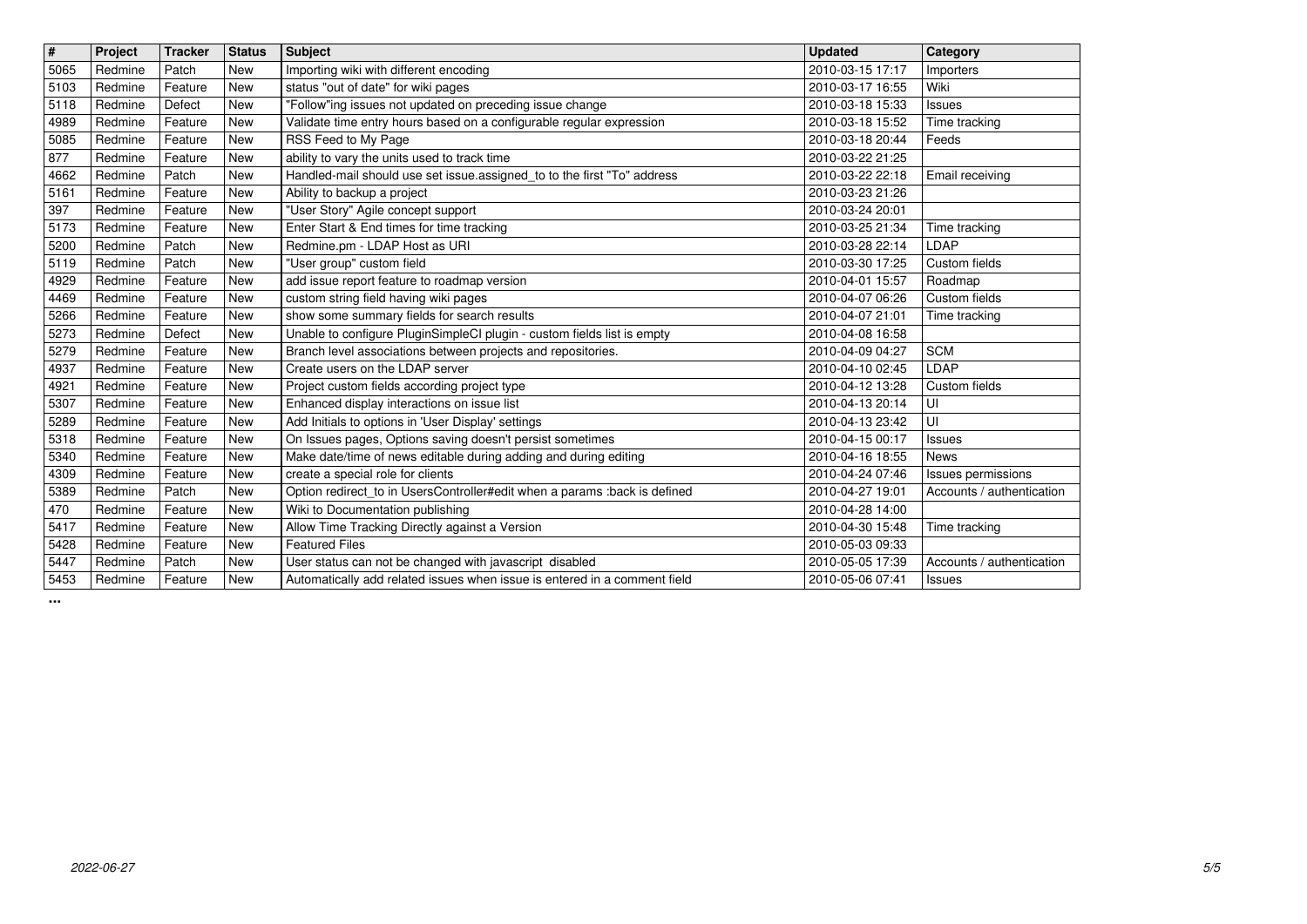| # | Project | Tracker | Status | Subject | Updated | Category |
| --- | --- | --- | --- | --- | --- | --- |
| 5065 | Redmine | Patch | New | Importing wiki with different encoding | 2010-03-15 17:17 | Importers |
| 5103 | Redmine | Feature | New | status "out of date" for wiki pages | 2010-03-17 16:55 | Wiki |
| 5118 | Redmine | Defect | New | "Follow"ing issues not updated on preceding issue change | 2010-03-18 15:33 | Issues |
| 4989 | Redmine | Feature | New | Validate time entry hours based on a configurable regular expression | 2010-03-18 15:52 | Time tracking |
| 5085 | Redmine | Feature | New | RSS Feed to My Page | 2010-03-18 20:44 | Feeds |
| 877 | Redmine | Feature | New | ability to vary the units used to track time | 2010-03-22 21:25 | |
| 4662 | Redmine | Patch | New | Handled-mail should use set issue.assigned_to to the first "To" address | 2010-03-22 22:18 | Email receiving |
| 5161 | Redmine | Feature | New | Ability to backup a project | 2010-03-23 21:26 | |
| 397 | Redmine | Feature | New | "User Story" Agile concept support | 2010-03-24 20:01 | |
| 5173 | Redmine | Feature | New | Enter Start & End times for time tracking | 2010-03-25 21:34 | Time tracking |
| 5200 | Redmine | Patch | New | Redmine.pm - LDAP Host as URI | 2010-03-28 22:14 | LDAP |
| 5119 | Redmine | Patch | New | "User group" custom field | 2010-03-30 17:25 | Custom fields |
| 4929 | Redmine | Feature | New | add issue report feature to roadmap version | 2010-04-01 15:57 | Roadmap |
| 4469 | Redmine | Feature | New | custom string field having wiki pages | 2010-04-07 06:26 | Custom fields |
| 5266 | Redmine | Feature | New | show some summary fields for search results | 2010-04-07 21:01 | Time tracking |
| 5273 | Redmine | Defect | New | Unable to configure PluginSimpleCI plugin - custom fields list is empty | 2010-04-08 16:58 | |
| 5279 | Redmine | Feature | New | Branch level associations between projects and repositories. | 2010-04-09 04:27 | SCM |
| 4937 | Redmine | Feature | New | Create users on the LDAP server | 2010-04-10 02:45 | LDAP |
| 4921 | Redmine | Feature | New | Project custom fields according project type | 2010-04-12 13:28 | Custom fields |
| 5307 | Redmine | Feature | New | Enhanced display interactions on issue list | 2010-04-13 20:14 | UI |
| 5289 | Redmine | Feature | New | Add Initials to options in 'User Display' settings | 2010-04-13 23:42 | UI |
| 5318 | Redmine | Feature | New | On Issues pages, Options saving doesn't persist sometimes | 2010-04-15 00:17 | Issues |
| 5340 | Redmine | Feature | New | Make date/time of news editable during adding and during editing | 2010-04-16 18:55 | News |
| 4309 | Redmine | Feature | New | create a special role for clients | 2010-04-24 07:46 | Issues permissions |
| 5389 | Redmine | Patch | New | Option redirect_to in UsersController#edit when a params :back is defined | 2010-04-27 19:01 | Accounts / authentication |
| 470 | Redmine | Feature | New | Wiki to Documentation publishing | 2010-04-28 14:00 | |
| 5417 | Redmine | Feature | New | Allow Time Tracking Directly against a Version | 2010-04-30 15:48 | Time tracking |
| 5428 | Redmine | Feature | New | Featured Files | 2010-05-03 09:33 | |
| 5447 | Redmine | Patch | New | User status can not be changed with javascript disabled | 2010-05-05 17:39 | Accounts / authentication |
| 5453 | Redmine | Feature | New | Automatically add related issues when issue is entered in a comment field | 2010-05-06 07:41 | Issues |

...